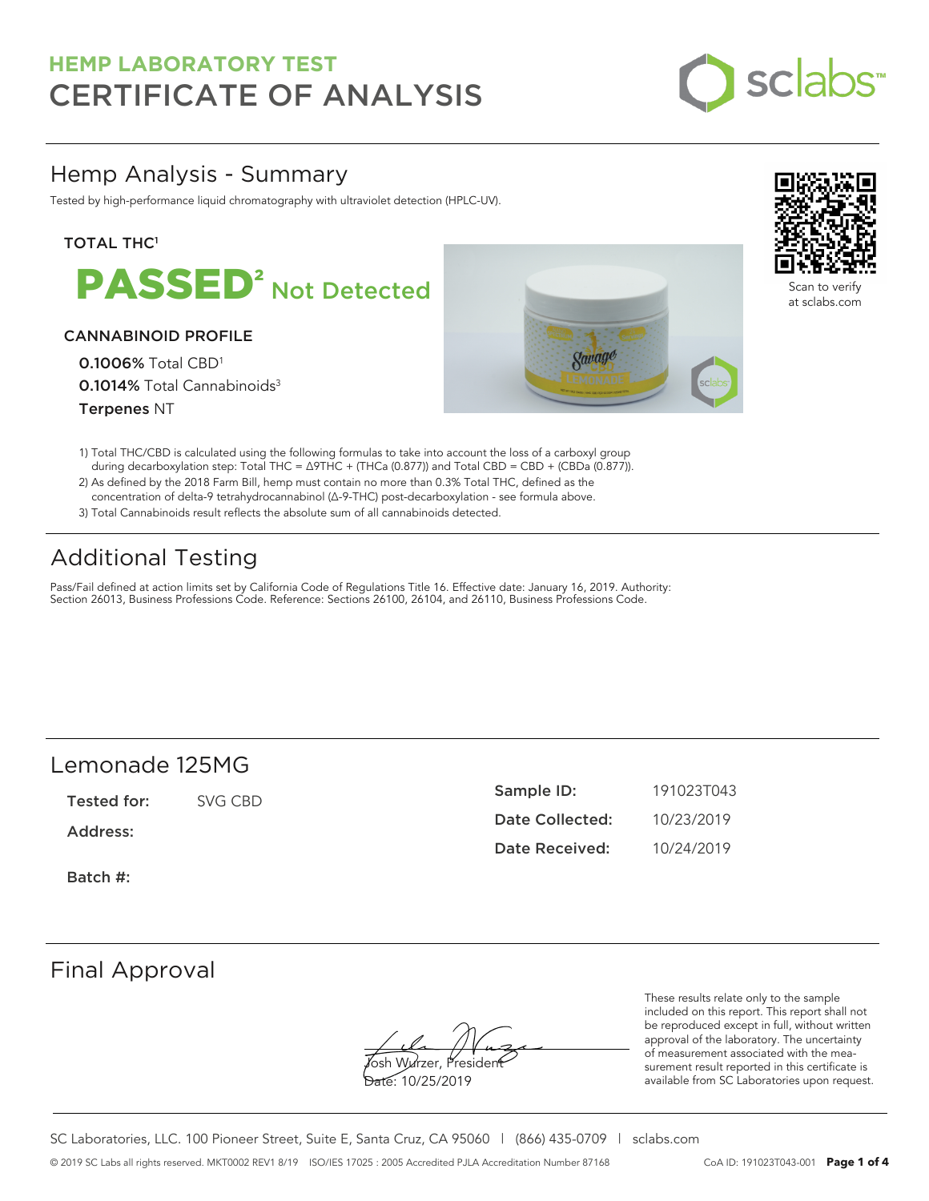# HEMP LABORATORY TEST
# CERTIFICATE OF ANALYSIS

## Hemp Analysis - Summary

Tested by high-performance liquid chromatography with ultraviolet detection (HPLC-UV).

**TOTAL THC[1]**

**PASSED[2]** Not Detected

**CANNABINOID PROFILE**

**0.1006%** Total CBD[1]

**0.1014%** Total Cannabinoids[3]

**Terpenes** NT

Scan to verify at sclabs.com

1) Total THC/CBD is calculated using the following formulas to take into account the loss of a carboxyl group during decarboxylation step: Total THC = Δ9THC + (THCa (0.877)) and Total CBD = CBD + (CBDa (0.877)).
2) As defined by the 2018 Farm Bill, hemp must contain no more than 0.3% Total THC, defined as the concentration of delta-9 tetrahydrocannabinol (Δ-9-THC) post-decarboxylation - see formula above.
3) Total Cannabinoids result reflects the absolute sum of all cannabinoids detected.

## Additional Testing

Pass/Fail defined at action limits set by California Code of Regulations Title 16. Effective date: January 16, 2019. Authority: Section 26013, Business Professions Code. Reference: Sections 26100, 26104, and 26110, Business Professions Code.

## Lemonade 125MG

**Tested for:** SVG CBD

**Address:**

**Batch #:**

| | |
|---|---|
| **Sample ID:** | 191023T043 |
| **Date Collected:** | 10/23/2019 |
| **Date Received:** | 10/24/2019 |

## Final Approval

Josh Wurzer, President

Date: 10/25/2019

These results relate only to the sample included on this report. This report shall not be reproduced except in full, without written approval of the laboratory. The uncertainty of measurement associated with the measurement result reported in this certificate is available from SC Laboratories upon request.

SC Laboratories, LLC. 100 Pioneer Street, Suite E, Santa Cruz, CA 95060 | (866) 435-0709 | sclabs.com

© 2019 SC Labs all rights reserved. MKT0002 REV1 8/19 ISO/IES 17025 : 2005 Accredited PJLA Accreditation Number 87168 CoA ID: 191023T043-001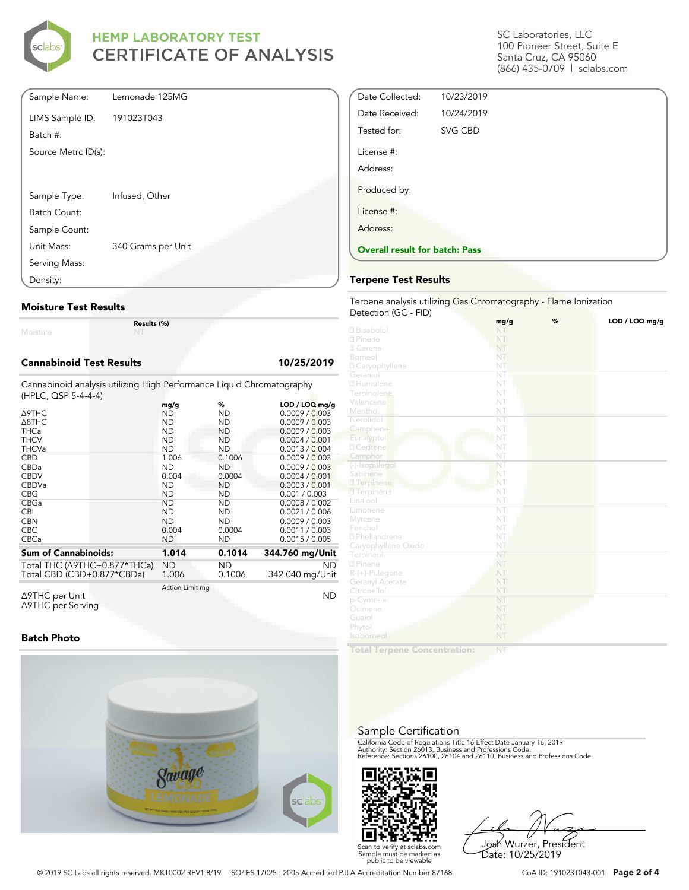# HEMP LABORATORY TEST
# CERTIFICATE OF ANALYSIS

SC Laboratories, LLC
100 Pioneer Street, Suite E
Santa Cruz, CA 95060
(866) 435-0709 | sclabs.com

| | |
|---|---|
| Sample Name: | Lemonade 125MG |
| LIMS Sample ID: | 191023T043 |
| Batch #: | |
| Source Metrc ID(s): | |
| Sample Type: | Infused, Other |
| Batch Count: | |
| Sample Count: | |
| Unit Mass: | 340 Grams per Unit |
| Serving Mass: | |
| Density: | |

| | |
|---|---|
| Date Collected: | 10/23/2019 |
| Date Received: | 10/24/2019 |
| Tested for: | SVG CBD |
| License #: | |
| Address: | |
| Produced by: | |
| License #: | |
| Address: | |

**Overall result for batch: Pass**

## Moisture Test Results

| | Results (%) |
|---|---|
| Moisture | NT |

## Cannabinoid Test Results — 10/25/2019

Cannabinoid analysis utilizing High Performance Liquid Chromatography (HPLC, QSP 5-4-4-4)

| | mg/g | % | LOD / LOQ mg/g |
|---|---|---|---|
| Δ9THC | ND | ND | 0.0009 / 0.003 |
| Δ8THC | ND | ND | 0.0009 / 0.003 |
| THCa | ND | ND | 0.0009 / 0.003 |
| THCV | ND | ND | 0.0004 / 0.001 |
| THCVa | ND | ND | 0.0013 / 0.004 |
| CBD | 1.006 | 0.1006 | 0.0009 / 0.003 |
| CBDa | ND | ND | 0.0009 / 0.003 |
| CBDV | 0.004 | 0.0004 | 0.0004 / 0.001 |
| CBDVa | ND | ND | 0.0003 / 0.001 |
| CBG | ND | ND | 0.001 / 0.003 |
| CBGa | ND | ND | 0.0008 / 0.002 |
| CBL | ND | ND | 0.0021 / 0.006 |
| CBN | ND | ND | 0.0009 / 0.003 |
| CBC | 0.004 | 0.0004 | 0.0011 / 0.003 |
| CBCa | ND | ND | 0.0015 / 0.005 |
| **Sum of Cannabinoids:** | **1.014** | **0.1014** | **344.760 mg/Unit** |
| Total THC (Δ9THC+0.877*THCa) | ND | ND | ND |
| Total CBD (CBD+0.877*CBDa) | 1.006 | 0.1006 | 342.040 mg/Unit |

| | Action Limit mg | |
|---|---|---|
| Δ9THC per Unit | | ND |
| Δ9THC per Serving | | |

## Batch Photo

## Terpene Test Results

Terpene analysis utilizing Gas Chromatography - Flame Ionization Detection (GC - FID)

| | mg/g | % | LOD / LOQ mg/g |
|---|---|---|---|
| Bisabolol | NT | | |
| Pinene | NT | | |
| 3 Carene | NT | | |
| Borneol | NT | | |
| Caryophyllene | NT | | |
| Geraniol | NT | | |
| Humulene | NT | | |
| Terpinolene | NT | | |
| Valencene | NT | | |
| Menthol | NT | | |
| Nerolidol | NT | | |
| Camphene | NT | | |
| Eucalyptol | NT | | |
| Cedrene | NT | | |
| Camphor | NT | | |
| (-)-Isopulegol | NT | | |
| Sabinene | NT | | |
| Terpinene | NT | | |
| Terpinene | NT | | |
| Linalool | NT | | |
| Limonene | NT | | |
| Myrcene | NT | | |
| Fenchol | NT | | |
| Phellandrene | NT | | |
| Caryophyllene Oxide | NT | | |
| Terpineol | NT | | |
| Pinene | NT | | |
| R-(+)-Pulegone | NT | | |
| Geranyl Acetate | NT | | |
| Citronellol | NT | | |
| p-Cymene | NT | | |
| Ocimene | NT | | |
| Guaiol | NT | | |
| Phytol | NT | | |
| Isoborneol | NT | | |
| **Total Terpene Concentration:** | NT | | |

## Sample Certification

California Code of Regulations Title 16 Effect Date January 16, 2019
Authority: Section 26013, Business and Professions Code.
Reference: Sections 26100, 26104 and 26110, Business and Professions Code.

Scan to verify at sclabs.com
Sample must be marked as public to be viewable

Josh Wurzer, President
Date: 10/25/2019

© 2019 SC Labs all rights reserved. MKT0002 REV1 8/19 ISO/IES 17025 : 2005 Accredited PJLA Accreditation Number 87168

CoA ID: 191023T043-001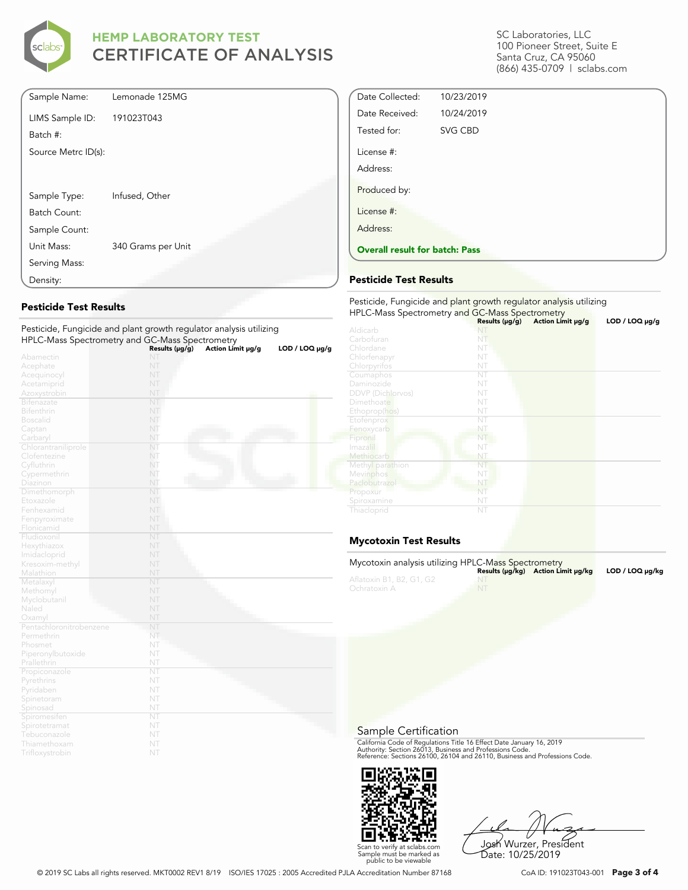# HEMP LABORATORY TEST
# CERTIFICATE OF ANALYSIS

SC Laboratories, LLC
100 Pioneer Street, Suite E
Santa Cruz, CA 95060
(866) 435-0709 | sclabs.com

| | |
|---|---|
| Sample Name: | Lemonade 125MG |
| LIMS Sample ID: | 191023T043 |
| Batch #: | |
| Source Metrc ID(s): | |
| Sample Type: | Infused, Other |
| Batch Count: | |
| Sample Count: | |
| Unit Mass: | 340 Grams per Unit |
| Serving Mass: | |
| Density: | |

| | |
|---|---|
| Date Collected: | 10/23/2019 |
| Date Received: | 10/24/2019 |
| Tested for: | SVG CBD |
| License #: | |
| Address: | |
| Produced by: | |
| License #: | |
| Address: | |

**Overall result for batch: Pass**

## Pesticide Test Results

Pesticide, Fungicide and plant growth regulator analysis utilizing HPLC-Mass Spectrometry and GC-Mass Spectrometry

| | Results (µg/g) | Action Limit µg/g | LOD / LOQ µg/g |
|---|---|---|---|
| Abamectin | NT | | |
| Acephate | NT | | |
| Acequinocyl | NT | | |
| Acetamiprid | NT | | |
| Azoxystrobin | NT | | |
| Bifenazate | NT | | |
| Bifenthrin | NT | | |
| Boscalid | NT | | |
| Captan | NT | | |
| Carbaryl | NT | | |
| Chlorantraniliprole | NT | | |
| Clofentezine | NT | | |
| Cyfluthrin | NT | | |
| Cypermethrin | NT | | |
| Diazinon | NT | | |
| Dimethomorph | NT | | |
| Etoxazole | NT | | |
| Fenhexamid | NT | | |
| Fenpyroximate | NT | | |
| Flonicamid | NT | | |
| Fludioxonil | NT | | |
| Hexythiazox | NT | | |
| Imidacloprid | NT | | |
| Kresoxim-methyl | NT | | |
| Malathion | NT | | |
| Metalaxyl | NT | | |
| Methomyl | NT | | |
| Myclobutanil | NT | | |
| Naled | NT | | |
| Oxamyl | NT | | |
| Pentachloronitrobenzene | NT | | |
| Permethrin | NT | | |
| Phosmet | NT | | |
| Piperonylbutoxide | NT | | |
| Prallethrin | NT | | |
| Propiconazole | NT | | |
| Pyrethrins | NT | | |
| Pyridaben | NT | | |
| Spinetoram | NT | | |
| Spinosad | NT | | |
| Spiromesifen | NT | | |
| Spirotetramat | NT | | |
| Tebuconazole | NT | | |
| Thiamethoxam | NT | | |
| Trifloxystrobin | NT | | |

## Pesticide Test Results

Pesticide, Fungicide and plant growth regulator analysis utilizing HPLC-Mass Spectrometry and GC-Mass Spectrometry

| | Results (µg/g) | Action Limit µg/g | LOD / LOQ µg/g |
|---|---|---|---|
| Aldicarb | NT | | |
| Carbofuran | NT | | |
| Chlordane | NT | | |
| Chlorfenapyr | NT | | |
| Chlorpyrifos | NT | | |
| Coumaphos | NT | | |
| Daminozide | NT | | |
| DDVP (Dichlorvos) | NT | | |
| Dimethoate | NT | | |
| Ethoprop(hos) | NT | | |
| Etofenprox | NT | | |
| Fenoxycarb | NT | | |
| Fipronil | NT | | |
| Imazalil | NT | | |
| Methiocarb | NT | | |
| Methyl parathion | NT | | |
| Mevinphos | NT | | |
| Paclobutrazol | NT | | |
| Propoxur | NT | | |
| Spiroxamine | NT | | |
| Thiacloprid | NT | | |

## Mycotoxin Test Results

Mycotoxin analysis utilizing HPLC-Mass Spectrometry

| | Results (µg/kg) | Action Limit µg/kg | LOD / LOQ µg/kg |
|---|---|---|---|
| Aflatoxin B1, B2, G1, G2 | NT | | |
| Ochratoxin A | NT | | |

## Sample Certification

California Code of Regulations Title 16 Effect Date January 16, 2019
Authority: Section 26013, Business and Professions Code.
Reference: Sections 26100, 26104 and 26110, Business and Professions Code.

Scan to verify at sclabs.com
Sample must be marked as public to be viewable

Josh Wurzer, President
Date: 10/25/2019

© 2019 SC Labs all rights reserved. MKT0002 REV1 8/19 ISO/IES 17025 : 2005 Accredited PJLA Accreditation Number 87168

CoA ID: 191023T043-001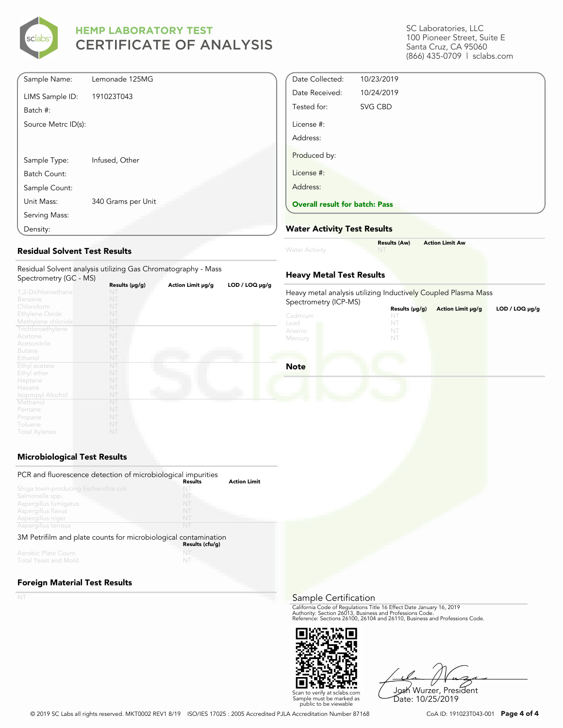# HEMP LABORATORY TEST
# CERTIFICATE OF ANALYSIS

SC Laboratories, LLC
100 Pioneer Street, Suite E
Santa Cruz, CA 95060
(866) 435-0709 | sclabs.com

| | |
|---|---|
| Sample Name: | Lemonade 125MG |
| LIMS Sample ID: | 191023T043 |
| Batch #: | |
| Source Metrc ID(s): | |
| Sample Type: | Infused, Other |
| Batch Count: | |
| Sample Count: | |
| Unit Mass: | 340 Grams per Unit |
| Serving Mass: | |
| Density: | |

| | |
|---|---|
| Date Collected: | 10/23/2019 |
| Date Received: | 10/24/2019 |
| Tested for: | SVG CBD |
| License #: | |
| Address: | |
| Produced by: | |
| License #: | |
| Address: | |

**Overall result for batch: Pass**

## Residual Solvent Test Results

Residual Solvent analysis utilizing Gas Chromatography - Mass Spectrometry (GC - MS)

| | Results (μg/g) | Action Limit μg/g | LOD / LOQ μg/g |
|---|---|---|---|
| 1,2-Dichloroethane | NT | | |
| Benzene | NT | | |
| Chloroform | NT | | |
| Ethylene Oxide | NT | | |
| Methylene chloride | NT | | |
| Trichloroethylene | NT | | |
| Acetone | NT | | |
| Acetonitrile | NT | | |
| Butane | NT | | |
| Ethanol | NT | | |
| Ethyl acetate | NT | | |
| Ethyl ether | NT | | |
| Heptane | NT | | |
| Hexane | NT | | |
| Isopropyl Alcohol | NT | | |
| Methanol | NT | | |
| Pentane | NT | | |
| Propane | NT | | |
| Toluene | NT | | |
| Total Xylenes | NT | | |

## Water Activity Test Results

| | Results (Aw) | Action Limit Aw |
|---|---|---|
| Water Activity | NT | |

## Heavy Metal Test Results

Heavy metal analysis utilizing Inductively Coupled Plasma Mass Spectrometry (ICP-MS)

| | Results (μg/g) | Action Limit μg/g | LOD / LOQ μg/g |
|---|---|---|---|
| Cadmium | NT | | |
| Lead | NT | | |
| Arsenic | NT | | |
| Mercury | NT | | |

## Note

## Microbiological Test Results

PCR and fluorescence detection of microbiological impurities

| | Results | Action Limit |
|---|---|---|
| Shiga toxin-producing Escherichia coli | NT | |
| Salmonella spp. | NT | |
| Aspergillus fumigatus | NT | |
| Aspergillus flavus | NT | |
| Aspergillus niger | NT | |
| Aspergillus terreus | NT | |

3M Petrifilm and plate counts for microbiological contamination

| | Results (cfu/g) |
|---|---|
| Aerobic Plate Count | NT |
| Total Yeast and Mold | NT |

## Foreign Material Test Results

NT

## Sample Certification

California Code of Regulations Title 16 Effect Date January 16, 2019
Authority: Section 26013, Business and Professions Code.
Reference: Sections 26100, 26104 and 26110, Business and Professions Code.

Scan to verify at sclabs.com
Sample must be marked as public to be viewable

Josh Wurzer, President
Date: 10/25/2019

© 2019 SC Labs all rights reserved. MKT0002 REV1 8/19 ISO/IES 17025 : 2005 Accredited PJLA Accreditation Number 87168

CoA ID: 191023T043-001